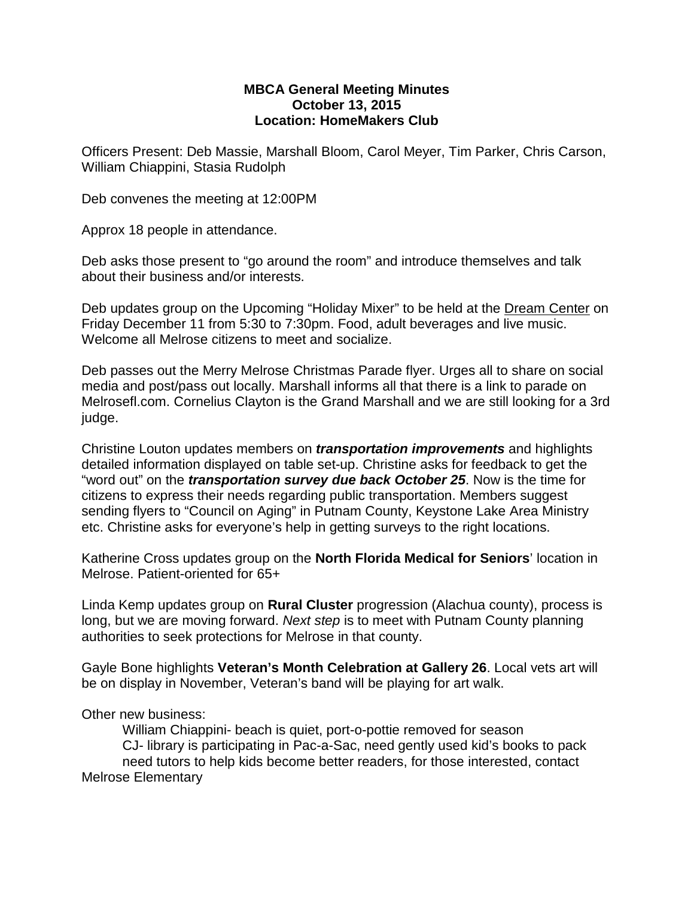**MBCA General Meeting Minutes**
**October 13, 2015**
**Location: HomeMakers Club**

Officers Present: Deb Massie, Marshall Bloom, Carol Meyer, Tim Parker, Chris Carson, William Chiappini, Stasia Rudolph

Deb convenes the meeting at 12:00PM

Approx 18 people in attendance.

Deb asks those present to "go around the room" and introduce themselves and talk about their business and/or interests.

Deb updates group on the Upcoming "Holiday Mixer" to be held at the <u>Dream Center</u> on Friday December 11 from 5:30 to 7:30pm. Food, adult beverages and live music. Welcome all Melrose citizens to meet and socialize.

Deb passes out the Merry Melrose Christmas Parade flyer. Urges all to share on social media and post/pass out locally. Marshall informs all that there is a link to parade on Melrosefl.com. Cornelius Clayton is the Grand Marshall and we are still looking for a 3rd judge.

Christine Louton updates members on ***transportation improvements*** and highlights detailed information displayed on table set-up. Christine asks for feedback to get the "word out" on the ***transportation survey due back October 25***. Now is the time for citizens to express their needs regarding public transportation. Members suggest sending flyers to "Council on Aging" in Putnam County, Keystone Lake Area Ministry etc. Christine asks for everyone's help in getting surveys to the right locations.

Katherine Cross updates group on the **North Florida Medical for Seniors**' location in Melrose. Patient-oriented for 65+

Linda Kemp updates group on **Rural Cluster** progression (Alachua county), process is long, but we are moving forward. *Next step* is to meet with Putnam County planning authorities to seek protections for Melrose in that county.

Gayle Bone highlights **Veteran's Month Celebration at Gallery 26**. Local vets art will be on display in November, Veteran's band will be playing for art walk.

Other new business:

William Chiappini- beach is quiet, port-o-pottie removed for season

CJ- library is participating in Pac-a-Sac, need gently used kid's books to pack need tutors to help kids become better readers, for those interested, contact Melrose Elementary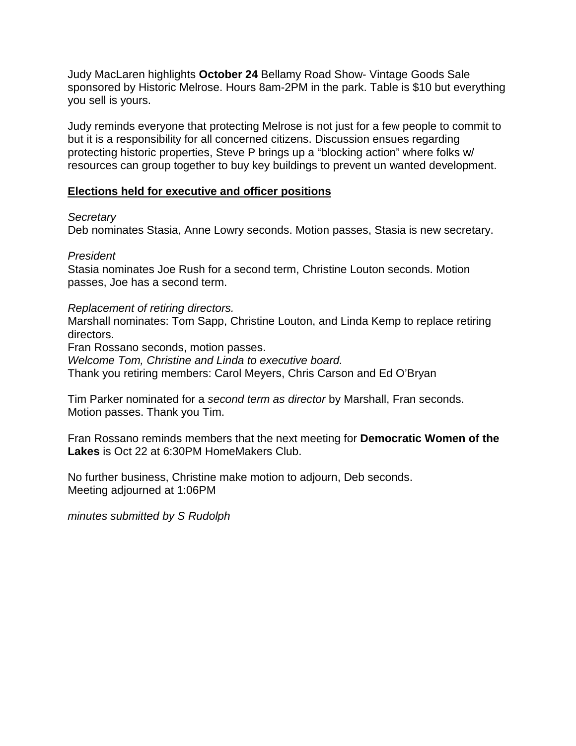Judy MacLaren highlights **October 24** Bellamy Road Show- Vintage Goods Sale sponsored by Historic Melrose. Hours 8am-2PM in the park. Table is $10 but everything you sell is yours.

Judy reminds everyone that protecting Melrose is not just for a few people to commit to but it is a responsibility for all concerned citizens. Discussion ensues regarding protecting historic properties, Steve P brings up a "blocking action" where folks w/ resources can group together to buy key buildings to prevent un wanted development.

**<u>Elections held for executive and officer positions</u>**

*Secretary*
Deb nominates Stasia, Anne Lowry seconds. Motion passes, Stasia is new secretary.

*President*
Stasia nominates Joe Rush for a second term, Christine Louton seconds. Motion passes, Joe has a second term.

*Replacement of retiring directors.*
Marshall nominates: Tom Sapp, Christine Louton, and Linda Kemp to replace retiring directors.
Fran Rossano seconds, motion passes.
*Welcome Tom, Christine and Linda to executive board.*
Thank you retiring members: Carol Meyers, Chris Carson and Ed O'Bryan

Tim Parker nominated for a *second term as director* by Marshall, Fran seconds. Motion passes. Thank you Tim.

Fran Rossano reminds members that the next meeting for **Democratic Women of the Lakes** is Oct 22 at 6:30PM HomeMakers Club.

No further business, Christine make motion to adjourn, Deb seconds.
Meeting adjourned at 1:06PM

*minutes submitted by S Rudolph*